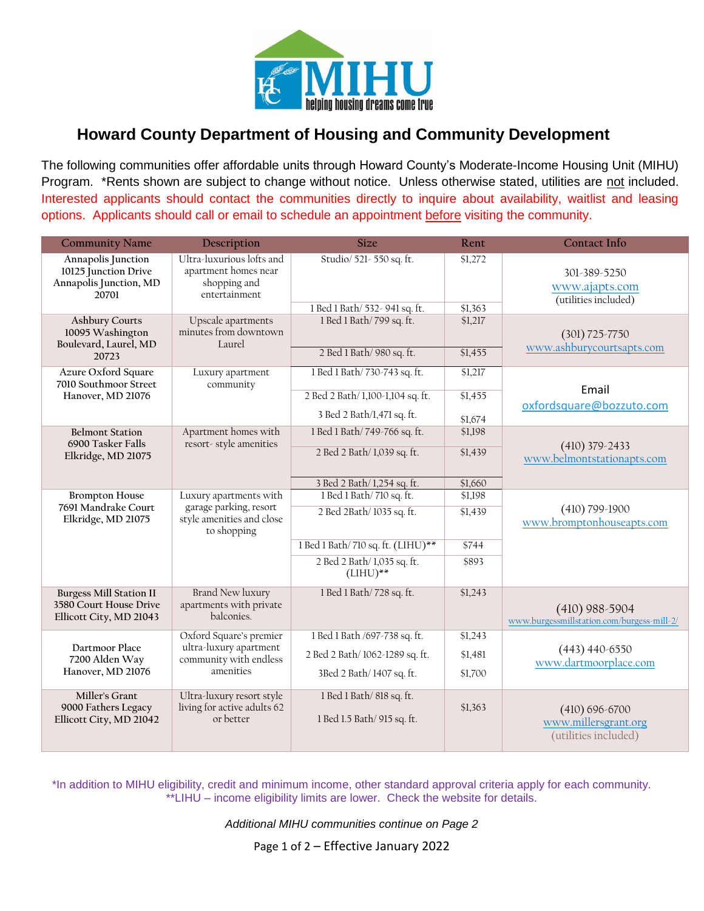# Howard County Department of Housing and Community Development

The following communities offer affordable units through Howard County's Moderate-Income Housing Unit (MIHU) Program. *Rents shown are subject to change without notice. Unless otherwise stated, utilities are not included. Interested applicants should contact the communities directly to inquire about availability, waitlist and leasing options. Applicants should call or email to schedule an appointment before visiting the community.

| Community Name | Description | Size | Rent | Contact Info |
|---|---|---|---|---|
| Annapolis Junction 10125 Junction Drive Annapolis Junction, MD 20701 | Ultra-luxurious lofts and apartment homes near shopping and entertainment | Studio/ 521- 550 sq. ft. | $1,272 | 301-389-5250 www.ajapts.com (utilities included) |
| | | 1 Bed 1 Bath/ 532- 941 sq. ft. | $1,363 | |
| Ashbury Courts 10095 Washington Boulevard, Laurel, MD 20723 | Upscale apartments minutes from downtown Laurel | 1 Bed 1 Bath/ 799 sq. ft. | $1,217 | (301) 725-7750 www.ashburycourtsapts.com |
| | | 2 Bed 1 Bath/ 980 sq. ft. | $1,455 | |
| Azure Oxford Square 7010 Southmoor Street Hanover, MD 21076 | Luxury apartment community | 1 Bed 1 Bath/ 730-743 sq. ft. | $1,217 | Email oxfordsquare@bozzuto.com |
| | | 2 Bed 2 Bath/ 1,100-1,104 sq. ft. | $1,455 | |
| | | 3 Bed 2 Bath/1,471 sq. ft. | $1,674 | |
| Belmont Station 6900 Tasker Falls Elkridge, MD 21075 | Apartment homes with resort- style amenities | 1 Bed 1 Bath/ 749-766 sq. ft. | $1,198 | (410) 379-2433 www.belmontstationapts.com |
| | | 2 Bed 2 Bath/ 1,039 sq. ft. | $1,439 | |
| | | 3 Bed 2 Bath/ 1,254 sq. ft. | $1,660 | |
| Brompton House 7691 Mandrake Court Elkridge, MD 21075 | Luxury apartments with garage parking, resort style amenities and close to shopping | 1 Bed 1 Bath/ 710 sq. ft. | $1,198 | (410) 799-1900 www.bromptonhouseapts.com |
| | | 2 Bed 2Bath/ 1035 sq. ft. | $1,439 | |
| | | 1 Bed 1 Bath/ 710 sq. ft. (LIHU)** | $744 | |
| | | 2 Bed 2 Bath/ 1,035 sq. ft. (LIHU)** | $893 | |
| Burgess Mill Station II 3580 Court House Drive Ellicott City, MD 21043 | Brand New luxury apartments with private balconies. | 1 Bed 1 Bath/ 728 sq. ft. | $1,243 | (410) 988-5904 www.burgessmillstation.com/burgess-mill-2/ |
| Dartmoor Place 7200 Alden Way Hanover, MD 21076 | Oxford Square's premier ultra-luxury apartment community with endless amenities | 1 Bed 1 Bath /697-738 sq. ft. | $1,243 | (443) 440-6550 www.dartmoorplace.com |
| | | 2 Bed 2 Bath/ 1062-1289 sq. ft. | $1,481 | |
| | | 3Bed 2 Bath/ 1407 sq. ft. | $1,700 | |
| Miller's Grant 9000 Fathers Legacy Ellicott City, MD 21042 | Ultra-luxury resort style living for active adults 62 or better | 1 Bed 1 Bath/ 818 sq. ft. | $1,363 | (410) 696-6700 www.millersgrant.org (utilities included) |
| | | 1 Bed 1.5 Bath/ 915 sq. ft. | | |

*In addition to MIHU eligibility, credit and minimum income, other standard approval criteria apply for each community.
**LIHU – income eligibility limits are lower. Check the website for details.

*Additional MIHU communities continue on Page 2*

Effective January 2022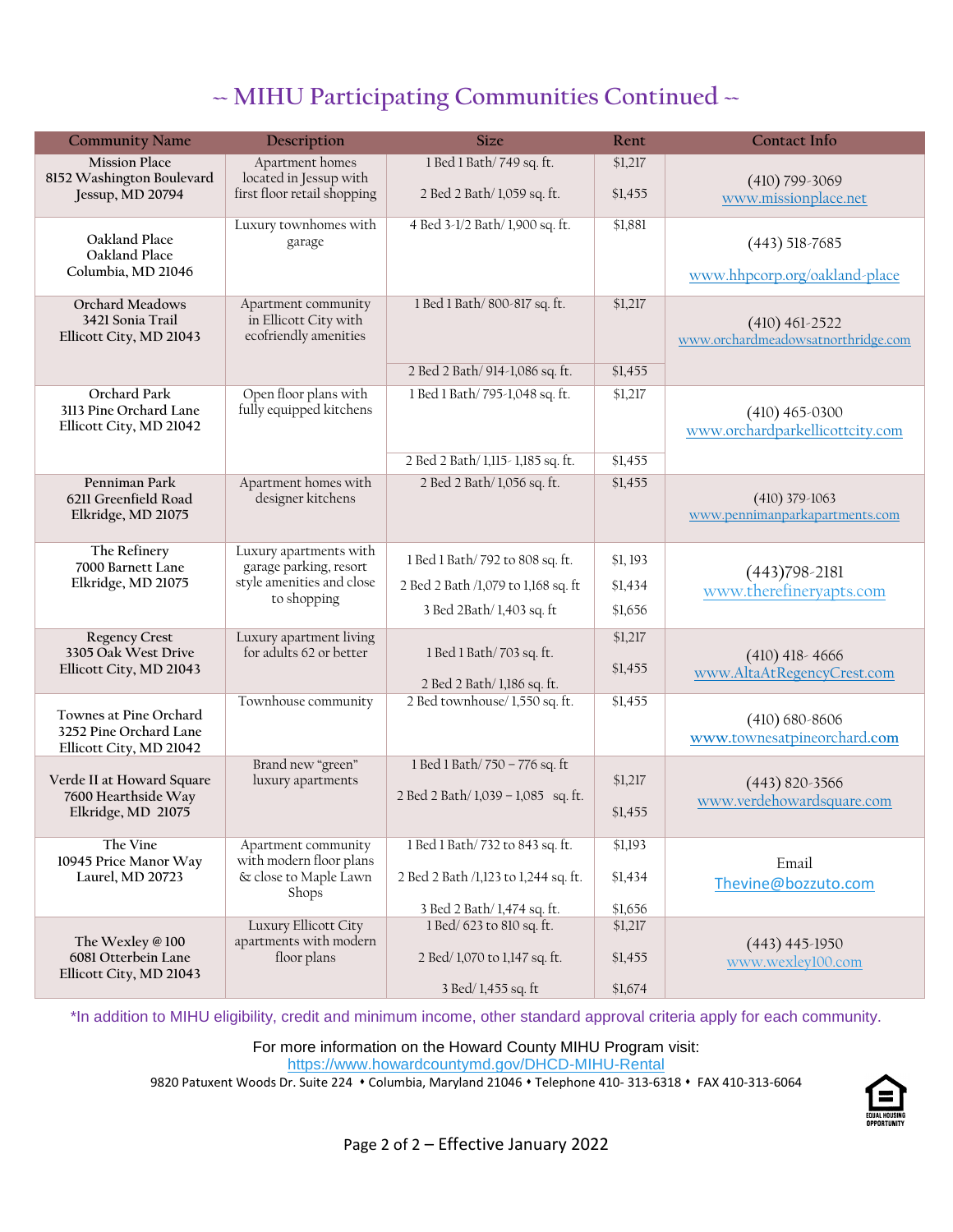# ~ MIHU Participating Communities Continued ~

| Community Name | Description | Size | Rent | Contact Info |
|---|---|---|---|---|
| Mission Place<br>8152 Washington Boulevard<br>Jessup, MD 20794 | Apartment homes located in Jessup with first floor retail shopping | 1 Bed 1 Bath/ 749 sq. ft.<br>2 Bed 2 Bath/ 1,059 sq. ft. | $1,217<br>$1,455 | (410) 799-3069<br>www.missionplace.net |
| Oakland Place<br>Oakland Place<br>Columbia, MD 21046 | Luxury townhomes with garage | 4 Bed 3-1/2 Bath/ 1,900 sq. ft. | $1,881 | (443) 518-7685<br>www.hhpcorp.org/oakland-place |
| Orchard Meadows<br>3421 Sonia Trail<br>Ellicott City, MD 21043 | Apartment community in Ellicott City with ecofriendly amenities | 1 Bed 1 Bath/ 800-817 sq. ft.<br>2 Bed 2 Bath/ 914-1,086 sq. ft. | $1,217<br>$1,455 | (410) 461-2522<br>www.orchardmeadowsatnorthridge.com |
| Orchard Park<br>3113 Pine Orchard Lane<br>Ellicott City, MD 21042 | Open floor plans with fully equipped kitchens | 1 Bed 1 Bath/ 795-1,048 sq. ft.<br>2 Bed 2 Bath/ 1,115- 1,185 sq. ft. | $1,217<br>$1,455 | (410) 465-0300<br>www.orchardparkellicottcity.com |
| Penniman Park<br>6211 Greenfield Road<br>Elkridge, MD 21075 | Apartment homes with designer kitchens | 2 Bed 2 Bath/ 1,056 sq. ft. | $1,455 | (410) 379-1063<br>www.pennimanparkapartments.com |
| The Refinery<br>7000 Barnett Lane<br>Elkridge, MD 21075 | Luxury apartments with garage parking, resort style amenities and close to shopping | 1 Bed 1 Bath/ 792 to 808 sq. ft.<br>2 Bed 2 Bath /1,079 to 1,168 sq. ft<br>3 Bed 2Bath/ 1,403 sq. ft | $1, 193<br>$1,434<br>$1,656 | (443)798-2181<br>www.therefineryapts.com |
| Regency Crest<br>3305 Oak West Drive<br>Ellicott City, MD 21043 | Luxury apartment living for adults 62 or better | 1 Bed 1 Bath/ 703 sq. ft.<br>2 Bed 2 Bath/ 1,186 sq. ft. | $1,217<br>$1,455 | (410) 418- 4666<br>www.AltaAtRegencyCrest.com |
| Townes at Pine Orchard<br>3252 Pine Orchard Lane<br>Ellicott City, MD 21042 | Townhouse community | 2 Bed townhouse/ 1,550 sq. ft. | $1,455 | (410) 680-8606<br>www.townesatpineorchard.com |
| Verde II at Howard Square<br>7600 Hearthside Way<br>Elkridge, MD 21075 | Brand new "green" luxury apartments | 1 Bed 1 Bath/ 750 – 776 sq. ft<br>2 Bed 2 Bath/ 1,039 – 1,085 sq. ft. | $1,217<br>$1,455 | (443) 820-3566<br>www.verdehowardsquare.com |
| The Vine<br>10945 Price Manor Way<br>Laurel, MD 20723 | Apartment community with modern floor plans & close to Maple Lawn Shops | 1 Bed 1 Bath/ 732 to 843 sq. ft.<br>2 Bed 2 Bath /1,123 to 1,244 sq. ft.<br>3 Bed 2 Bath/ 1,474 sq. ft. | $1,193<br>$1,434<br>$1,656 | Email<br>Thevine@bozzuto.com |
| The Wexley @ 100<br>6081 Otterbein Lane<br>Ellicott City, MD 21043 | Luxury Ellicott City apartments with modern floor plans | 1 Bed/ 623 to 810 sq. ft.<br>2 Bed/ 1,070 to 1,147 sq. ft.<br>3 Bed/ 1,455 sq. ft | $1,217<br>$1,455<br>$1,674 | (443) 445-1950<br>www.wexley100.com |

*In addition to MIHU eligibility, credit and minimum income, other standard approval criteria apply for each community.

For more information on the Howard County MIHU Program visit:
https://www.howardcountymd.gov/DHCD-MIHU-Rental

9820 Patuxent Woods Dr. Suite 224 • Columbia, Maryland 21046 • Telephone 410- 313-6318 • FAX 410-313-6064

EQUAL HOUSING OPPORTUNITY

Effective January 2022